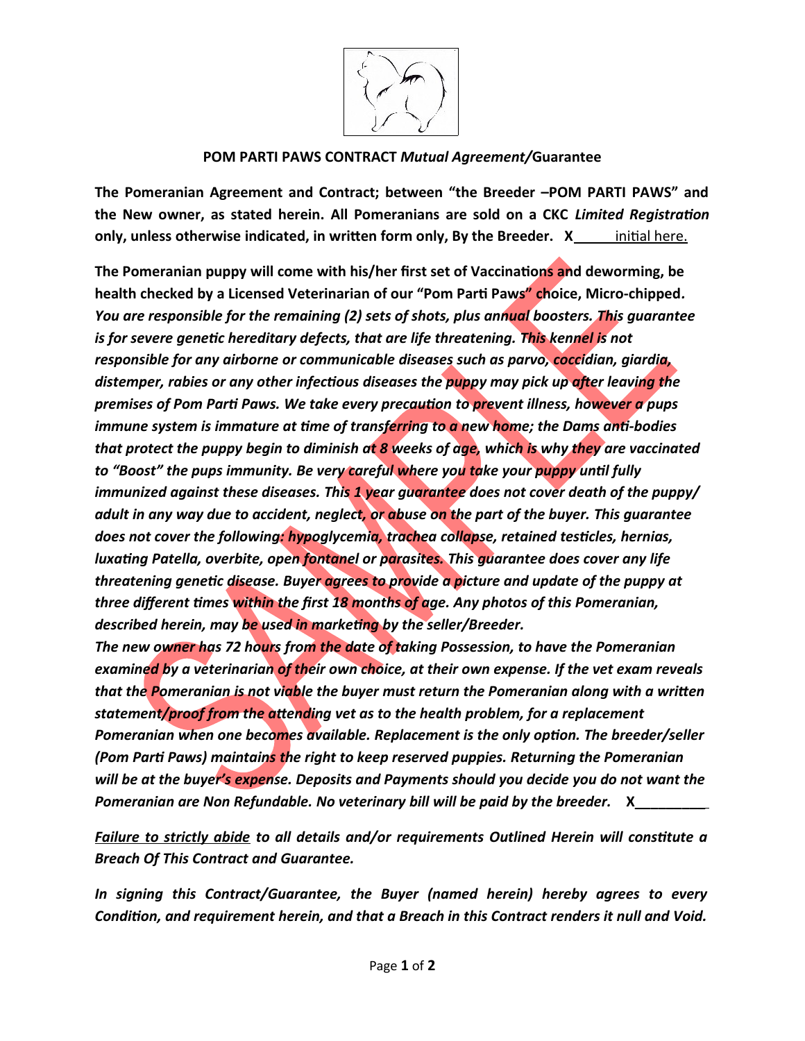**POM PARTI PAWS CONTRACT *Mutual Agreement/*Guarantee**

**The Pomeranian Agreement and Contract; between "the Breeder –POM PARTI PAWS" and the New owner, as stated herein. All Pomeranians are sold on a CKC *Limited Registration* only, unless otherwise indicated, in written form only, By the Breeder. X\_\_\_\_\_** initial here.

**The Pomeranian puppy will come with his/her first set of Vaccinations and deworming, be health checked by a Licensed Veterinarian of our "Pom Parti Paws" choice, Micro-chipped.** ***You are responsible for the remaining (2) sets of shots, plus annual boosters. This guarantee is for severe genetic hereditary defects, that are life threatening. This kennel is not responsible for any airborne or communicable diseases such as parvo, coccidian, giardia, distemper, rabies or any other infectious diseases the puppy may pick up after leaving the premises of Pom Parti Paws. We take every precaution to prevent illness, however a pups immune system is immature at time of transferring to a new home; the Dams anti-bodies that protect the puppy begin to diminish at 8 weeks of age, which is why they are vaccinated to "Boost" the pups immunity. Be very careful where you take your puppy until fully immunized against these diseases. This 1 year guarantee does not cover death of the puppy/ adult in any way due to accident, neglect, or abuse on the part of the buyer. This guarantee does not cover the following: hypoglycemia, trachea collapse, retained testicles, hernias, luxating Patella, overbite, open fontanel or parasites. This guarantee does cover any life threatening genetic disease. Buyer agrees to provide a picture and update of the puppy at three different times within the first 18 months of age. Any photos of this Pomeranian, described herein, may be used in marketing by the seller/Breeder.***
***The new owner has 72 hours from the date of taking Possession, to have the Pomeranian examined by a veterinarian of their own choice, at their own expense. If the vet exam reveals that the Pomeranian is not viable the buyer must return the Pomeranian along with a written statement/proof from the attending vet as to the health problem, for a replacement Pomeranian when one becomes available. Replacement is the only option. The breeder/seller (Pom Parti Paws) maintains the right to keep reserved puppies. Returning the Pomeranian will be at the buyer's expense. Deposits and Payments should you decide you do not want the Pomeranian are Non Refundable. No veterinary bill will be paid by the breeder.*** **X\_\_\_\_\_\_\_\_\_**

***Failure to strictly abide** to all details and/or requirements Outlined Herein will constitute a Breach Of This Contract and Guarantee.*

*In signing this Contract/Guarantee, the Buyer (named herein) hereby agrees to every Condition, and requirement herein, and that a Breach in this Contract renders it null and Void.*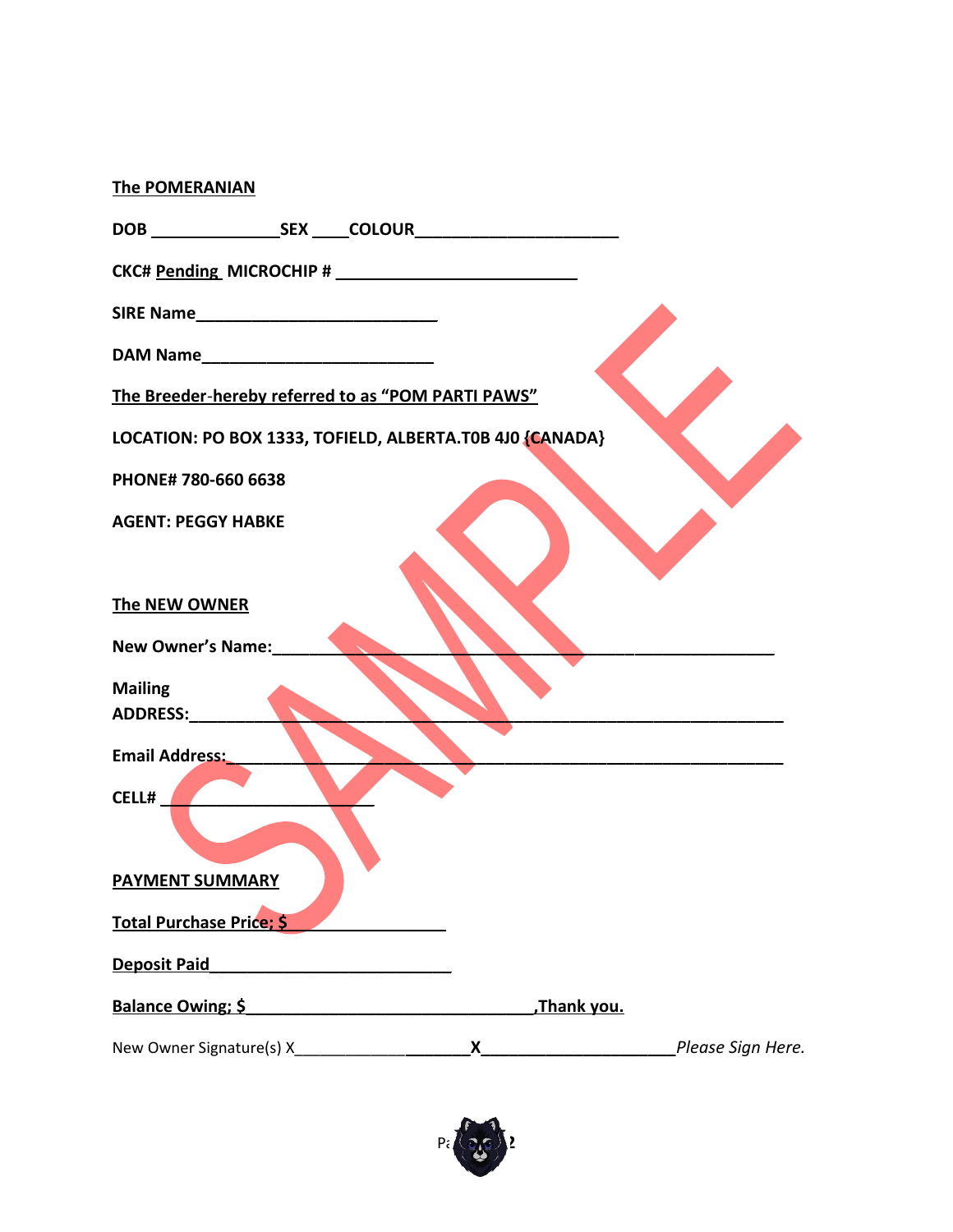**The POMERANIAN**

**DOB _______________SEX ____COLOUR______________________**

**CKC# Pending MICROCHIP # ___________________________**

**SIRE Name___________________________**

**DAM Name_________________________**

**The Breeder-hereby referred to as "POM PARTI PAWS"**

**LOCATION: PO BOX 1333, TOFIELD, ALBERTA.T0B 4J0 {CANADA}**

**PHONE# 780-660 6638**

**AGENT: PEGGY HABKE**

**The NEW OWNER**

**New Owner's Name:_______________________________________________________**

**Mailing ADDRESS:_________________________________________________________________**

**Email Address:____________________________________________________________**

**CELL# ________________________**

**PAYMENT SUMMARY**

**Total Purchase Price; $__________________**

**Deposit Paid___________________________**

**Balance Owing; $________________________________,Thank you.**

New Owner Signature(s) X____________________**X**______________________*Please Sign Here.*